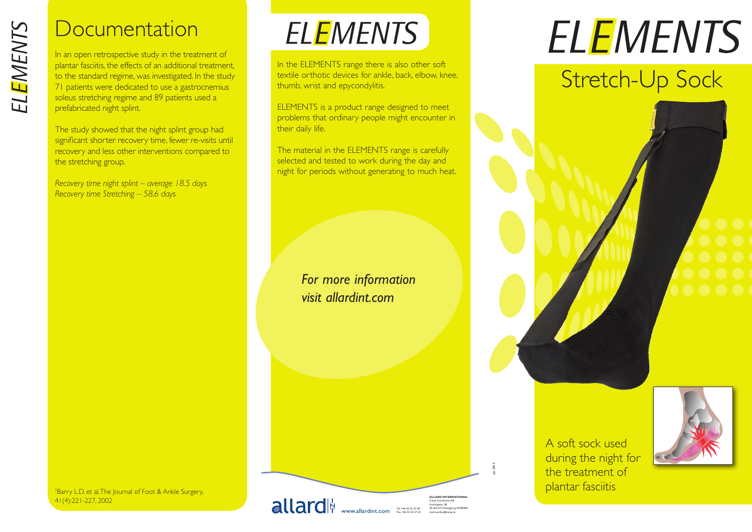ELEMENTS

# Documentation

In an open retrospective study in the treatment of plantar fasciitis, the effects of an additional treatment, to the standard regime, was investigated. In the study 71 patients were dedicated to use a gastrocnemius soleus stretching regime and 89 patients used a prefabricated night splint.

The study showed that the night splint group had significant shorter recovery time, fewer re-visits until recovery and less other interventions compared to the stretching group.

*Recovery time night splint – average 18.5 days*
*Recovery time Stretching – 58.6 days*

[2]Barry L.D. et al, The Journal of Foot & Ankle Surgery, 41(4):221-227, 2002

# ELEMENTS

In the ELEMENTS range there is also other soft textile orthotic devices for ankle, back, elbow, knee, thumb, wrist and epycondylitis.

ELEMENTS is a product range designed to meet problems that ordinary people might encounter in their daily life.

The material in the ELEMENTS range is carefully selected and tested to work during the day and night for periods without generating to much heat.

*For more information visit allardint.com*

allard INT www.allardint.com

Tel +46 42 25 27 00
Fax +46 42 25 27 25

ALLARD INTERNATIONAL
Camp Scandinavia AB
Karbingatan 38
SE-254 67 Helsingborg SWEDEN
mail.sweden@camp.se

Jan 2013

# ELEMENTS

## Stretch-Up Sock

A soft sock used during the night for the treatment of plantar fasciitis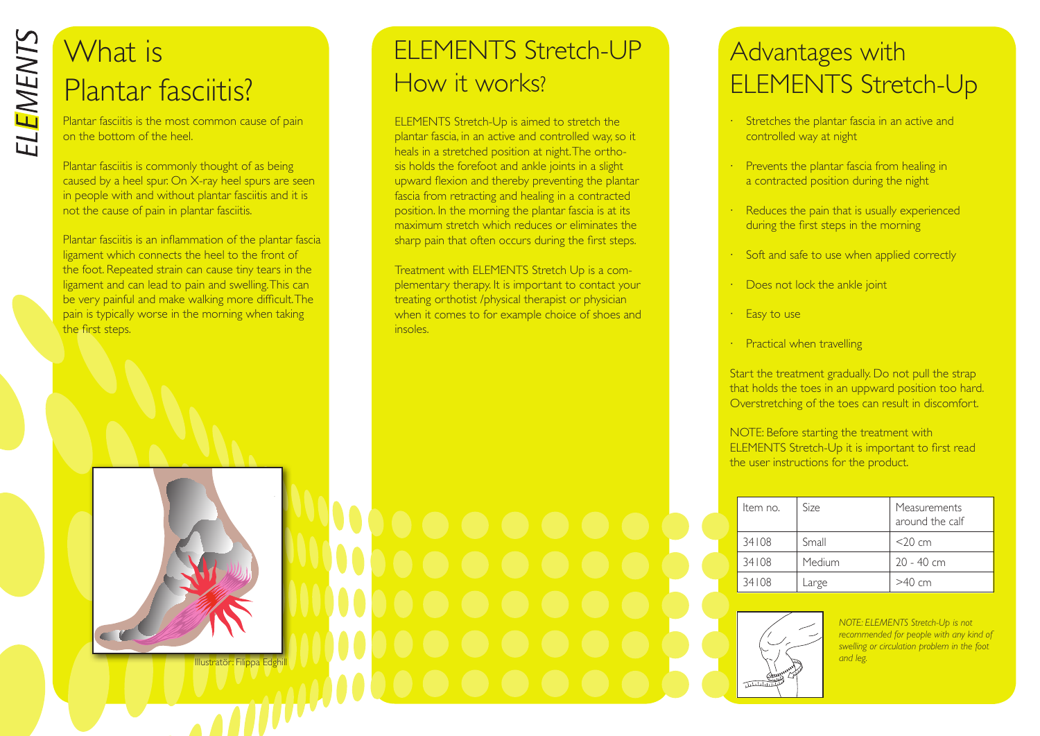# What is Plantar fasciitis?

Plantar fasciitis is the most common cause of pain on the bottom of the heel.

Plantar fasciitis is commonly thought of as being caused by a heel spur. On X-ray heel spurs are seen in people with and without plantar fasciitis and it is not the cause of pain in plantar fasciitis.

Plantar fasciitis is an inflammation of the plantar fascia ligament which connects the heel to the front of the foot. Repeated strain can cause tiny tears in the ligament and can lead to pain and swelling. This can be very painful and make walking more difficult. The pain is typically worse in the morning when taking the first steps.

Illustratör: Filippa Edghill

# ELEMENTS Stretch-UP How it works?

ELEMENTS Stretch-Up is aimed to stretch the plantar fascia, in an active and controlled way, so it heals in a stretched position at night. The orthosis holds the forefoot and ankle joints in a slight upward flexion and thereby preventing the plantar fascia from retracting and healing in a contracted position. In the morning the plantar fascia is at its maximum stretch which reduces or eliminates the sharp pain that often occurs during the first steps.

Treatment with ELEMENTS Stretch Up is a complementary therapy. It is important to contact your treating orthotist /physical therapist or physician when it comes to for example choice of shoes and insoles.

# Advantages with ELEMENTS Stretch-Up

- Stretches the plantar fascia in an active and controlled way at night
- Prevents the plantar fascia from healing in a contracted position during the night
- Reduces the pain that is usually experienced during the first steps in the morning
- Soft and safe to use when applied correctly
- Does not lock the ankle joint
- Easy to use
- Practical when travelling

Start the treatment gradually. Do not pull the strap that holds the toes in an uppward position too hard. Overstretching of the toes can result in discomfort.

NOTE: Before starting the treatment with ELEMENTS Stretch-Up it is important to first read the user instructions for the product.

| Item no. | Size | Measurements around the calf |
|---|---|---|
| 34108 | Small | <20 cm |
| 34108 | Medium | 20 - 40 cm |
| 34108 | Large | >40 cm |

*NOTE: ELEMENTS Stretch-Up is not recommended for people with any kind of swelling or circulation problem in the foot and leg.*